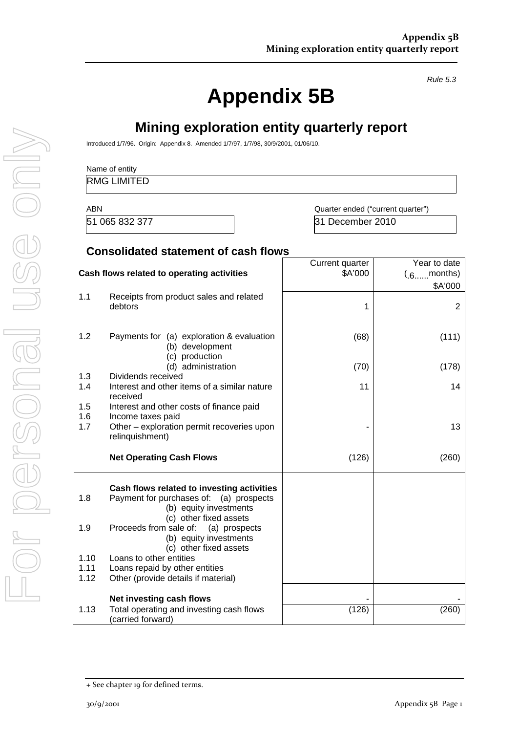*Rule 5.3*

# Appendix 5B

## Mining exploration entity quarterly report

Introduced 1/7/96. Origin: Appendix 8. Amended 1/7/97, 1/7/98, 30/9/2001, 01/06/10.

Name of entity

| RMG LIMITED |
|---|

| ABN | Quarter ended ("current quarter") |
|---|---|
| 51 065 832 377 | 31 December 2010 |

### Consolidated statement of cash flows

| | Cash flows related to operating activities | Current quarter $A'000 | Year to date (.6......months) $A'000 |
|---|---|---|---|
| 1.1 | Receipts from product sales and related debtors | 1 | 2 |
| 1.2 | Payments for (a) exploration & evaluation | (68) | (111) |
| | (b) development | | |
| | (c) production | | |
| | (d) administration | (70) | (178) |
| 1.3 | Dividends received | | |
| 1.4 | Interest and other items of a similar nature received | 11 | 14 |
| 1.5 | Interest and other costs of finance paid | | |
| 1.6 | Income taxes paid | | |
| 1.7 | Other – exploration permit recoveries upon relinquishment) | - | 13 |
| | **Net Operating Cash Flows** | (126) | (260) |
| | **Cash flows related to investing activities** | | |
| 1.8 | Payment for purchases of: (a) prospects | | |
| | (b) equity investments | | |
| | (c) other fixed assets | | |
| 1.9 | Proceeds from sale of: (a) prospects | | |
| | (b) equity investments | | |
| | (c) other fixed assets | | |
| 1.10 | Loans to other entities | | |
| 1.11 | Loans repaid by other entities | | |
| 1.12 | Other (provide details if material) | | |
| | **Net investing cash flows** | - | - |
| 1.13 | Total operating and investing cash flows (carried forward) | (126) | (260) |

+ See chapter 19 for defined terms.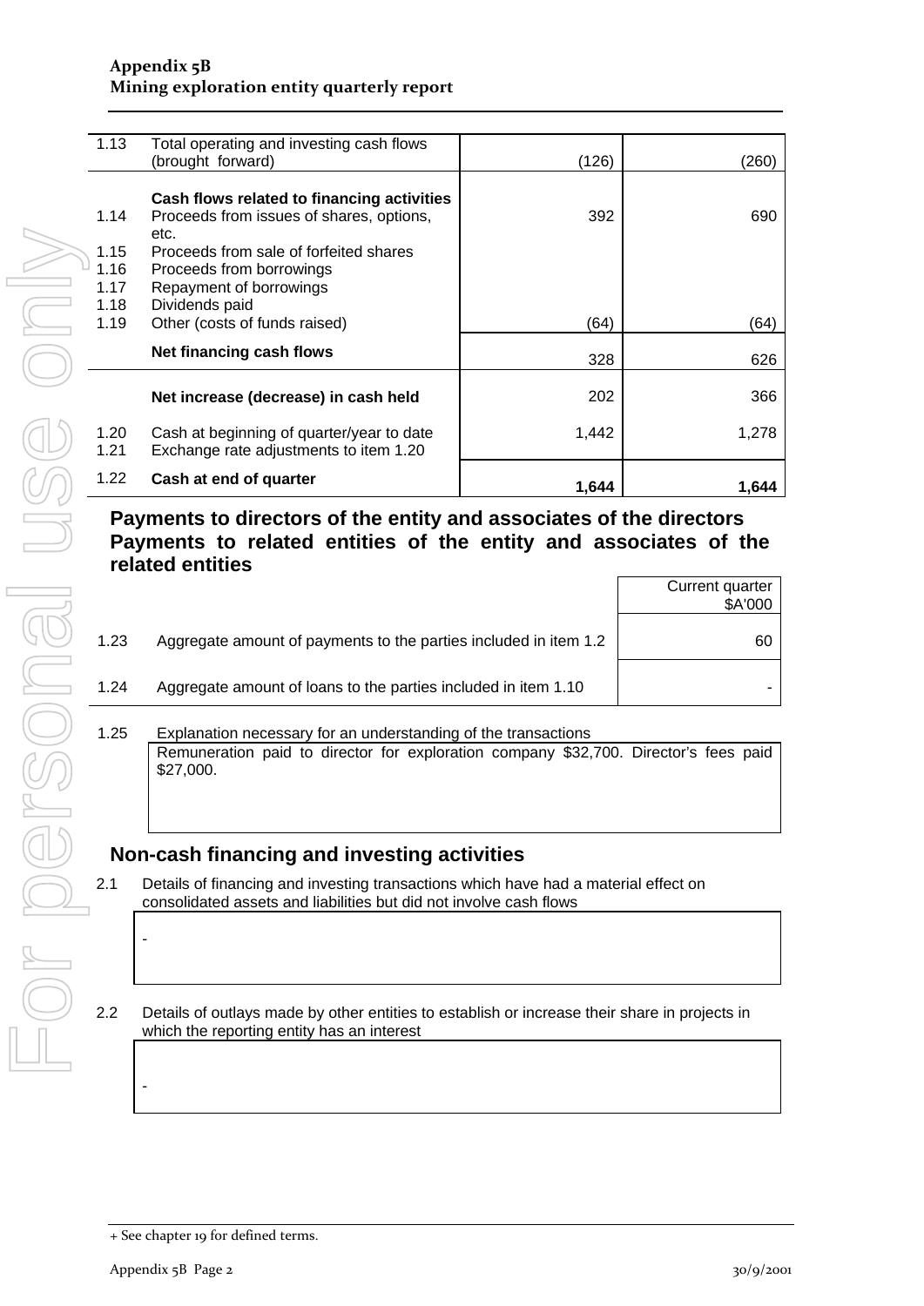| | | | |
|---|---|---|---|
| 1.13 | Total operating and investing cash flows (brought forward) | (126) | (260) |
| | **Cash flows related to financing activities** | | |
| 1.14 | Proceeds from issues of shares, options, etc. | 392 | 690 |
| 1.15 | Proceeds from sale of forfeited shares | | |
| 1.16 | Proceeds from borrowings | | |
| 1.17 | Repayment of borrowings | | |
| 1.18 | Dividends paid | | |
| 1.19 | Other (costs of funds raised) | (64) | (64) |
| | **Net financing cash flows** | 328 | 626 |
| | **Net increase (decrease) in cash held** | 202 | 366 |
| 1.20 | Cash at beginning of quarter/year to date | 1,442 | 1,278 |
| 1.21 | Exchange rate adjustments to item 1.20 | | |
| 1.22 | **Cash at end of quarter** | **1,644** | **1,644** |

## Payments to directors of the entity and associates of the directors Payments to related entities of the entity and associates of the related entities

| | | Current quarter $A'000 |
|---|---|---|
| 1.23 | Aggregate amount of payments to the parties included in item 1.2 | 60 |
| 1.24 | Aggregate amount of loans to the parties included in item 1.10 | - |

1.25 Explanation necessary for an understanding of the transactions

Remuneration paid to director for exploration company $32,700. Director's fees paid $27,000.

## Non-cash financing and investing activities

2.1 Details of financing and investing transactions which have had a material effect on consolidated assets and liabilities but did not involve cash flows

-

2.2 Details of outlays made by other entities to establish or increase their share in projects in which the reporting entity has an interest

-

+ See chapter 19 for defined terms.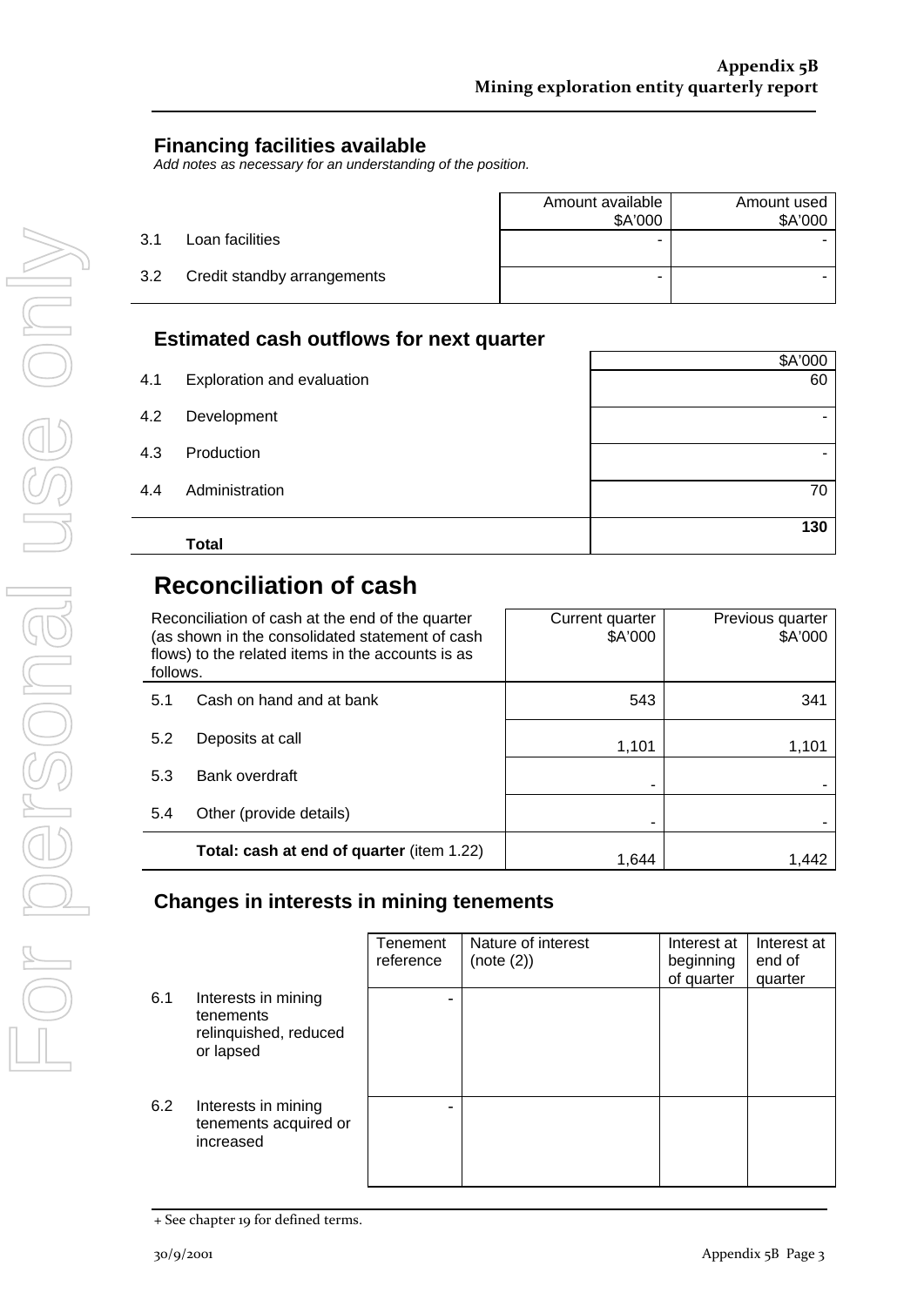## Financing facilities available

*Add notes as necessary for an understanding of the position.*

| | | Amount available $A'000 | Amount used $A'000 |
|---|---|---|---|
| 3.1 | Loan facilities | - | - |
| 3.2 | Credit standby arrangements | - | - |

## Estimated cash outflows for next quarter

| | | $A'000 |
|---|---|---|
| 4.1 | Exploration and evaluation | 60 |
| 4.2 | Development | - |
| 4.3 | Production | - |
| 4.4 | Administration | 70 |
| | **Total** | **130** |

# Reconciliation of cash

| Reconciliation of cash at the end of the quarter (as shown in the consolidated statement of cash flows) to the related items in the accounts is as follows. | | Current quarter $A'000 | Previous quarter $A'000 |
|---|---|---|---|
| 5.1 | Cash on hand and at bank | 543 | 341 |
| 5.2 | Deposits at call | 1,101 | 1,101 |
| 5.3 | Bank overdraft | - | - |
| 5.4 | Other (provide details) | - | - |
| | **Total: cash at end of quarter** (item 1.22) | 1,644 | 1,442 |

## Changes in interests in mining tenements

| | | Tenement reference | Nature of interest (note (2)) | Interest at beginning of quarter | Interest at end of quarter |
|---|---|---|---|---|---|
| 6.1 | Interests in mining tenements relinquished, reduced or lapsed | - | | | |
| 6.2 | Interests in mining tenements acquired or increased | - | | | |

+ See chapter 19 for defined terms.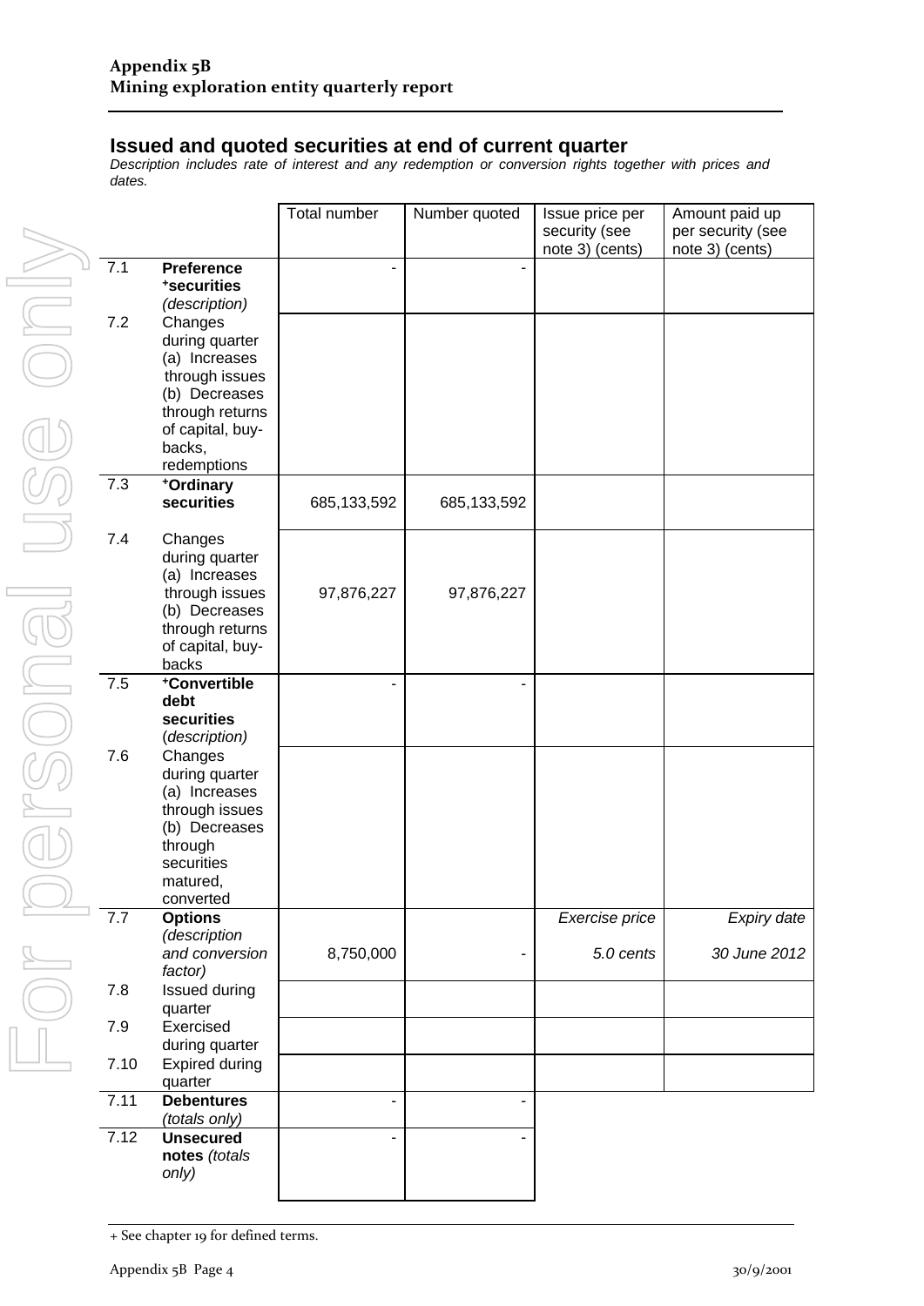## Issued and quoted securities at end of current quarter

*Description includes rate of interest and any redemption or conversion rights together with prices and dates.*

| | | Total number | Number quoted | Issue price per security (see note 3) (cents) | Amount paid up per security (see note 3) (cents) |
|---|---|---|---|---|---|
| 7.1 | **Preference +securities** *(description)* | - | - | | |
| 7.2 | Changes during quarter (a) Increases through issues (b) Decreases through returns of capital, buy-backs, redemptions | | | | |
| 7.3 | **+Ordinary securities** | 685,133,592 | 685,133,592 | | |
| 7.4 | Changes during quarter (a) Increases through issues (b) Decreases through returns of capital, buy-backs | 97,876,227 | 97,876,227 | | |
| 7.5 | **+Convertible debt securities** *(description)* | - | - | | |
| 7.6 | Changes during quarter (a) Increases through issues (b) Decreases through securities matured, converted | | | | |
| 7.7 | **Options** *(description and conversion factor)* | 8,750,000 | - | *Exercise price* *5.0 cents* | *Expiry date* *30 June 2012* |
| 7.8 | Issued during quarter | | | | |
| 7.9 | Exercised during quarter | | | | |
| 7.10 | Expired during quarter | | | | |
| 7.11 | **Debentures** *(totals only)* | - | - | | |
| 7.12 | **Unsecured notes** *(totals only)* | - | - | | |

+ See chapter 19 for defined terms.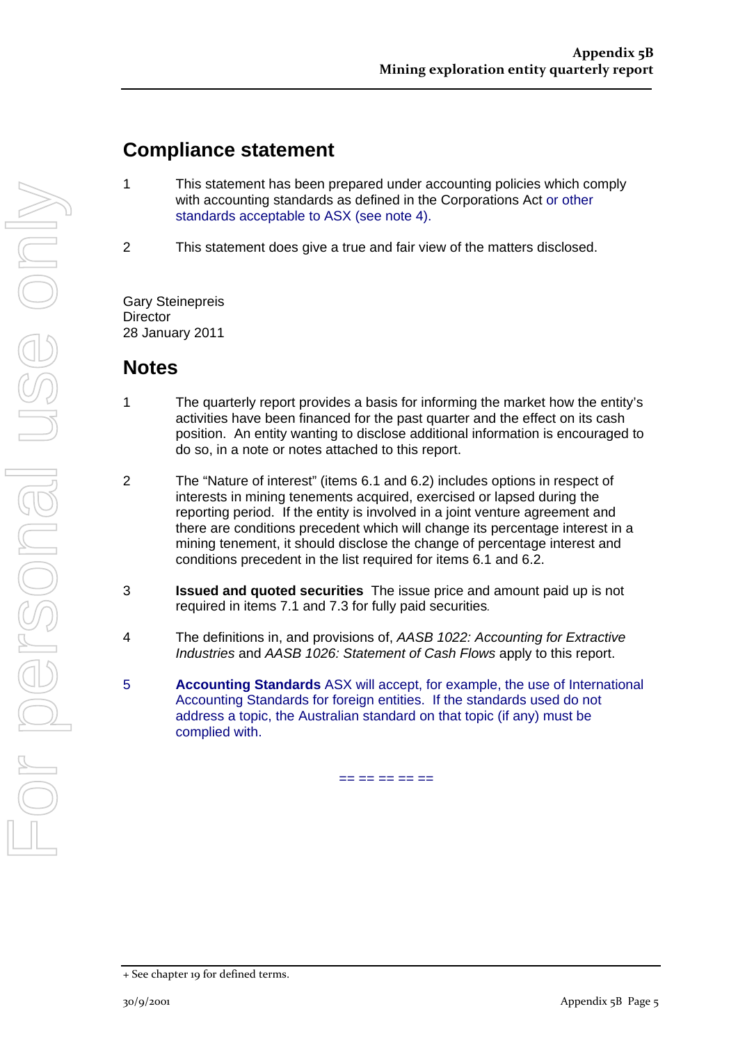## Compliance statement

1 This statement has been prepared under accounting policies which comply with accounting standards as defined in the Corporations Act or other standards acceptable to ASX (see note 4).

2 This statement does give a true and fair view of the matters disclosed.

Gary Steinepreis
Director
28 January 2011

## Notes

1 The quarterly report provides a basis for informing the market how the entity's activities have been financed for the past quarter and the effect on its cash position. An entity wanting to disclose additional information is encouraged to do so, in a note or notes attached to this report.

2 The "Nature of interest" (items 6.1 and 6.2) includes options in respect of interests in mining tenements acquired, exercised or lapsed during the reporting period. If the entity is involved in a joint venture agreement and there are conditions precedent which will change its percentage interest in a mining tenement, it should disclose the change of percentage interest and conditions precedent in the list required for items 6.1 and 6.2.

3 **Issued and quoted securities** The issue price and amount paid up is not required in items 7.1 and 7.3 for fully paid securities.

4 The definitions in, and provisions of, *AASB 1022: Accounting for Extractive Industries* and *AASB 1026: Statement of Cash Flows* apply to this report.

5 **Accounting Standards** ASX will accept, for example, the use of International Accounting Standards for foreign entities. If the standards used do not address a topic, the Australian standard on that topic (if any) must be complied with.

== == == == ==

+ See chapter 19 for defined terms.